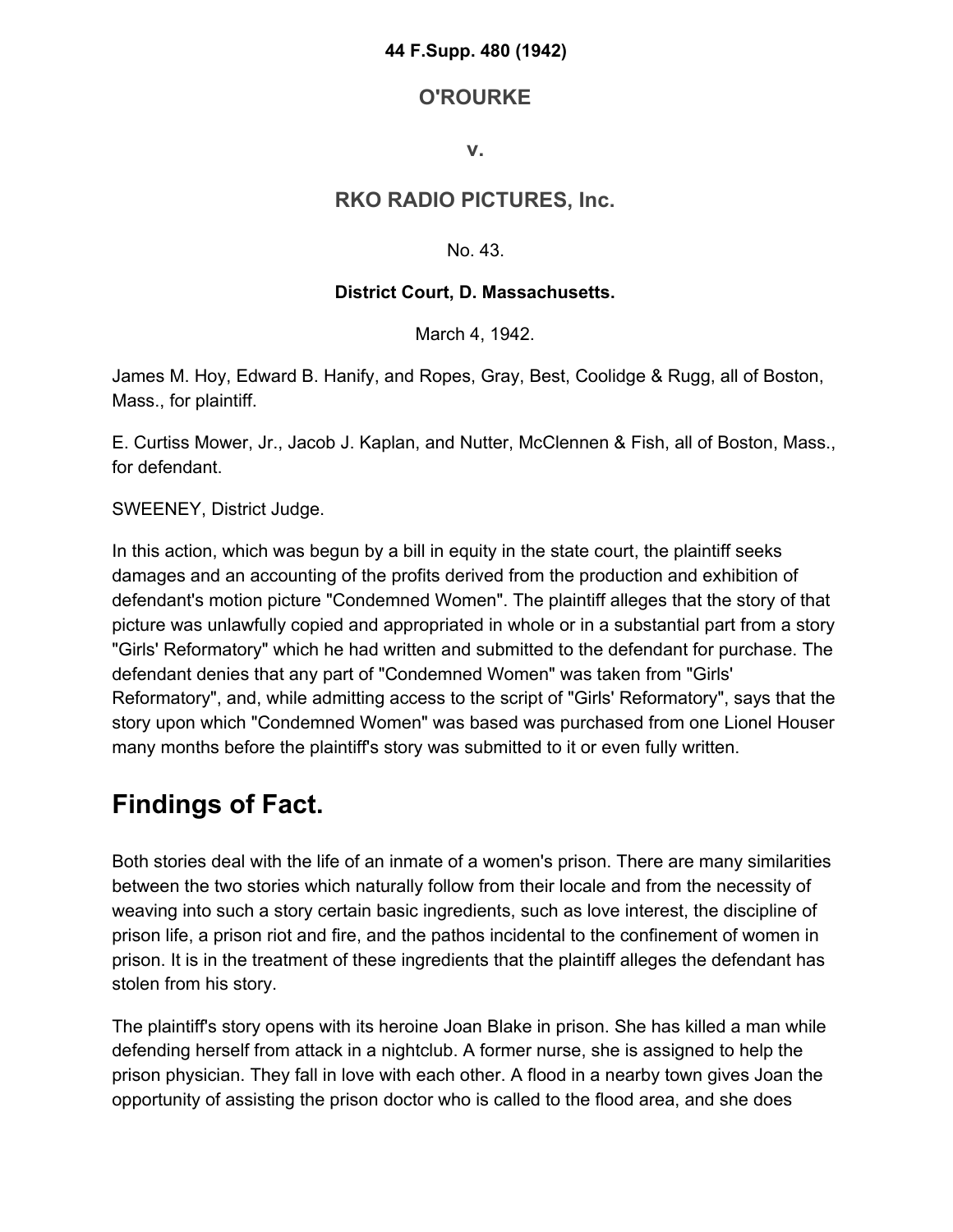**44 F.Supp. 480 (1942)**

## O'ROURKE

**v.**

## RKO RADIO PICTURES, Inc.

No. 43.

**District Court, D. Massachusetts.**

March 4, 1942.

James M. Hoy, Edward B. Hanify, and Ropes, Gray, Best, Coolidge & Rugg, all of Boston, Mass., for plaintiff.

E. Curtiss Mower, Jr., Jacob J. Kaplan, and Nutter, McClennen & Fish, all of Boston, Mass., for defendant.

SWEENEY, District Judge.

In this action, which was begun by a bill in equity in the state court, the plaintiff seeks damages and an accounting of the profits derived from the production and exhibition of defendant's motion picture "Condemned Women". The plaintiff alleges that the story of that picture was unlawfully copied and appropriated in whole or in a substantial part from a story "Girls' Reformatory" which he had written and submitted to the defendant for purchase. The defendant denies that any part of "Condemned Women" was taken from "Girls' Reformatory", and, while admitting access to the script of "Girls' Reformatory", says that the story upon which "Condemned Women" was based was purchased from one Lionel Houser many months before the plaintiff's story was submitted to it or even fully written.

# Findings of Fact.

Both stories deal with the life of an inmate of a women's prison. There are many similarities between the two stories which naturally follow from their locale and from the necessity of weaving into such a story certain basic ingredients, such as love interest, the discipline of prison life, a prison riot and fire, and the pathos incidental to the confinement of women in prison. It is in the treatment of these ingredients that the plaintiff alleges the defendant has stolen from his story.

The plaintiff's story opens with its heroine Joan Blake in prison. She has killed a man while defending herself from attack in a nightclub. A former nurse, she is assigned to help the prison physician. They fall in love with each other. A flood in a nearby town gives Joan the opportunity of assisting the prison doctor who is called to the flood area, and she does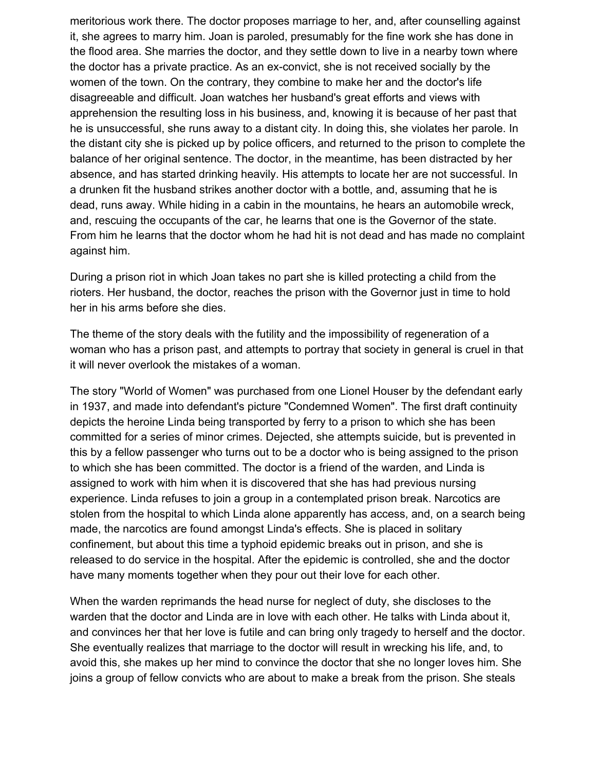meritorious work there. The doctor proposes marriage to her, and, after counselling against it, she agrees to marry him. Joan is paroled, presumably for the fine work she has done in the flood area. She marries the doctor, and they settle down to live in a nearby town where the doctor has a private practice. As an ex-convict, she is not received socially by the women of the town. On the contrary, they combine to make her and the doctor's life disagreeable and difficult. Joan watches her husband's great efforts and views with apprehension the resulting loss in his business, and, knowing it is because of her past that he is unsuccessful, she runs away to a distant city. In doing this, she violates her parole. In the distant city she is picked up by police officers, and returned to the prison to complete the balance of her original sentence. The doctor, in the meantime, has been distracted by her absence, and has started drinking heavily. His attempts to locate her are not successful. In a drunken fit the husband strikes another doctor with a bottle, and, assuming that he is dead, runs away. While hiding in a cabin in the mountains, he hears an automobile wreck, and, rescuing the occupants of the car, he learns that one is the Governor of the state. From him he learns that the doctor whom he had hit is not dead and has made no complaint against him.

During a prison riot in which Joan takes no part she is killed protecting a child from the rioters. Her husband, the doctor, reaches the prison with the Governor just in time to hold her in his arms before she dies.

The theme of the story deals with the futility and the impossibility of regeneration of a woman who has a prison past, and attempts to portray that society in general is cruel in that it will never overlook the mistakes of a woman.

The story "World of Women" was purchased from one Lionel Houser by the defendant early in 1937, and made into defendant's picture "Condemned Women". The first draft continuity depicts the heroine Linda being transported by ferry to a prison to which she has been committed for a series of minor crimes. Dejected, she attempts suicide, but is prevented in this by a fellow passenger who turns out to be a doctor who is being assigned to the prison to which she has been committed. The doctor is a friend of the warden, and Linda is assigned to work with him when it is discovered that she has had previous nursing experience. Linda refuses to join a group in a contemplated prison break. Narcotics are stolen from the hospital to which Linda alone apparently has access, and, on a search being made, the narcotics are found amongst Linda's effects. She is placed in solitary confinement, but about this time a typhoid epidemic breaks out in prison, and she is released to do service in the hospital. After the epidemic is controlled, she and the doctor have many moments together when they pour out their love for each other.

When the warden reprimands the head nurse for neglect of duty, she discloses to the warden that the doctor and Linda are in love with each other. He talks with Linda about it, and convinces her that her love is futile and can bring only tragedy to herself and the doctor. She eventually realizes that marriage to the doctor will result in wrecking his life, and, to avoid this, she makes up her mind to convince the doctor that she no longer loves him. She joins a group of fellow convicts who are about to make a break from the prison. She steals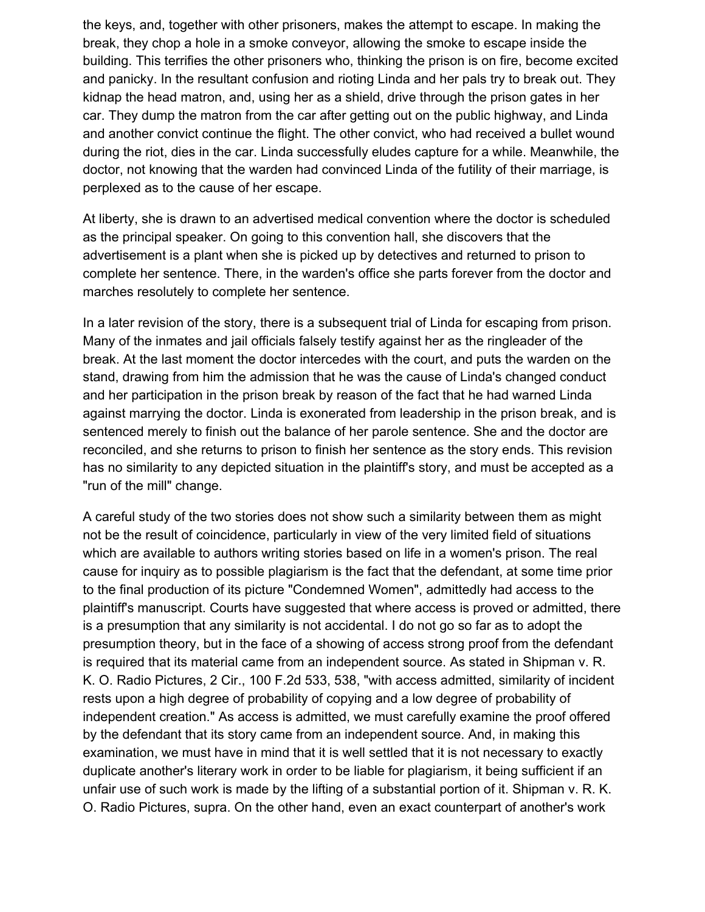the keys, and, together with other prisoners, makes the attempt to escape. In making the break, they chop a hole in a smoke conveyor, allowing the smoke to escape inside the building. This terrifies the other prisoners who, thinking the prison is on fire, become excited and panicky. In the resultant confusion and rioting Linda and her pals try to break out. They kidnap the head matron, and, using her as a shield, drive through the prison gates in her car. They dump the matron from the car after getting out on the public highway, and Linda and another convict continue the flight. The other convict, who had received a bullet wound during the riot, dies in the car. Linda successfully eludes capture for a while. Meanwhile, the doctor, not knowing that the warden had convinced Linda of the futility of their marriage, is perplexed as to the cause of her escape.

At liberty, she is drawn to an advertised medical convention where the doctor is scheduled as the principal speaker. On going to this convention hall, she discovers that the advertisement is a plant when she is picked up by detectives and returned to prison to complete her sentence. There, in the warden's office she parts forever from the doctor and marches resolutely to complete her sentence.

In a later revision of the story, there is a subsequent trial of Linda for escaping from prison. Many of the inmates and jail officials falsely testify against her as the ringleader of the break. At the last moment the doctor intercedes with the court, and puts the warden on the stand, drawing from him the admission that he was the cause of Linda's changed conduct and her participation in the prison break by reason of the fact that he had warned Linda against marrying the doctor. Linda is exonerated from leadership in the prison break, and is sentenced merely to finish out the balance of her parole sentence. She and the doctor are reconciled, and she returns to prison to finish her sentence as the story ends. This revision has no similarity to any depicted situation in the plaintiff's story, and must be accepted as a "run of the mill" change.

A careful study of the two stories does not show such a similarity between them as might not be the result of coincidence, particularly in view of the very limited field of situations which are available to authors writing stories based on life in a women's prison. The real cause for inquiry as to possible plagiarism is the fact that the defendant, at some time prior to the final production of its picture "Condemned Women", admittedly had access to the plaintiff's manuscript. Courts have suggested that where access is proved or admitted, there is a presumption that any similarity is not accidental. I do not go so far as to adopt the presumption theory, but in the face of a showing of access strong proof from the defendant is required that its material came from an independent source. As stated in Shipman v. R. K. O. Radio Pictures, 2 Cir., 100 F.2d 533, 538, "with access admitted, similarity of incident rests upon a high degree of probability of copying and a low degree of probability of independent creation." As access is admitted, we must carefully examine the proof offered by the defendant that its story came from an independent source. And, in making this examination, we must have in mind that it is well settled that it is not necessary to exactly duplicate another's literary work in order to be liable for plagiarism, it being sufficient if an unfair use of such work is made by the lifting of a substantial portion of it. Shipman v. R. K. O. Radio Pictures, supra. On the other hand, even an exact counterpart of another's work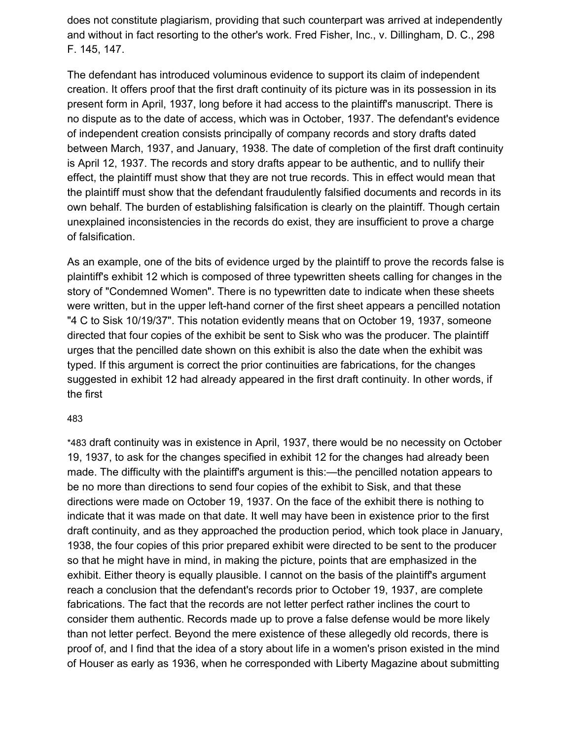does not constitute plagiarism, providing that such counterpart was arrived at independently and without in fact resorting to the other's work. Fred Fisher, Inc., v. Dillingham, D. C., 298 F. 145, 147.

The defendant has introduced voluminous evidence to support its claim of independent creation. It offers proof that the first draft continuity of its picture was in its possession in its present form in April, 1937, long before it had access to the plaintiff's manuscript. There is no dispute as to the date of access, which was in October, 1937. The defendant's evidence of independent creation consists principally of company records and story drafts dated between March, 1937, and January, 1938. The date of completion of the first draft continuity is April 12, 1937. The records and story drafts appear to be authentic, and to nullify their effect, the plaintiff must show that they are not true records. This in effect would mean that the plaintiff must show that the defendant fraudulently falsified documents and records in its own behalf. The burden of establishing falsification is clearly on the plaintiff. Though certain unexplained inconsistencies in the records do exist, they are insufficient to prove a charge of falsification.

As an example, one of the bits of evidence urged by the plaintiff to prove the records false is plaintiff's exhibit 12 which is composed of three typewritten sheets calling for changes in the story of "Condemned Women". There is no typewritten date to indicate when these sheets were written, but in the upper left-hand corner of the first sheet appears a pencilled notation "4 C to Sisk 10/19/37". This notation evidently means that on October 19, 1937, someone directed that four copies of the exhibit be sent to Sisk who was the producer. The plaintiff urges that the pencilled date shown on this exhibit is also the date when the exhibit was typed. If this argument is correct the prior continuities are fabrications, for the changes suggested in exhibit 12 had already appeared in the first draft continuity. In other words, if the first

*483 draft continuity was in existence in April, 1937, there would be no necessity on October 19, 1937, to ask for the changes specified in exhibit 12 for the changes had already been made. The difficulty with the plaintiff's argument is this:—the pencilled notation appears to be no more than directions to send four copies of the exhibit to Sisk, and that these directions were made on October 19, 1937. On the face of the exhibit there is nothing to indicate that it was made on that date. It well may have been in existence prior to the first draft continuity, and as they approached the production period, which took place in January, 1938, the four copies of this prior prepared exhibit were directed to be sent to the producer so that he might have in mind, in making the picture, points that are emphasized in the exhibit. Either theory is equally plausible. I cannot on the basis of the plaintiff's argument reach a conclusion that the defendant's records prior to October 19, 1937, are complete fabrications. The fact that the records are not letter perfect rather inclines the court to consider them authentic. Records made up to prove a false defense would be more likely than not letter perfect. Beyond the mere existence of these allegedly old records, there is proof of, and I find that the idea of a story about life in a women's prison existed in the mind of Houser as early as 1936, when he corresponded with Liberty Magazine about submitting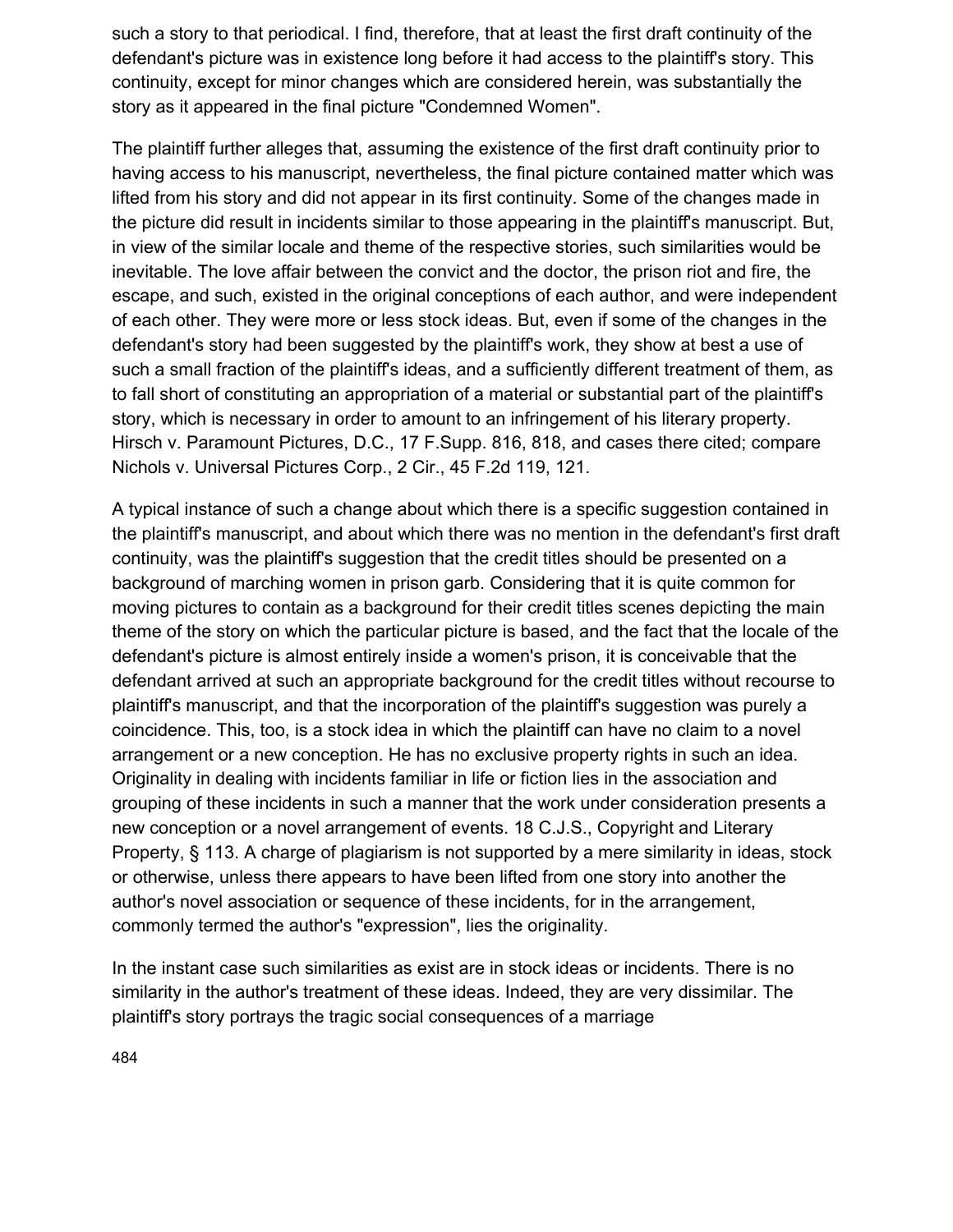such a story to that periodical. I find, therefore, that at least the first draft continuity of the defendant's picture was in existence long before it had access to the plaintiff's story. This continuity, except for minor changes which are considered herein, was substantially the story as it appeared in the final picture "Condemned Women".

The plaintiff further alleges that, assuming the existence of the first draft continuity prior to having access to his manuscript, nevertheless, the final picture contained matter which was lifted from his story and did not appear in its first continuity. Some of the changes made in the picture did result in incidents similar to those appearing in the plaintiff's manuscript. But, in view of the similar locale and theme of the respective stories, such similarities would be inevitable. The love affair between the convict and the doctor, the prison riot and fire, the escape, and such, existed in the original conceptions of each author, and were independent of each other. They were more or less stock ideas. But, even if some of the changes in the defendant's story had been suggested by the plaintiff's work, they show at best a use of such a small fraction of the plaintiff's ideas, and a sufficiently different treatment of them, as to fall short of constituting an appropriation of a material or substantial part of the plaintiff's story, which is necessary in order to amount to an infringement of his literary property. Hirsch v. Paramount Pictures, D.C., 17 F.Supp. 816, 818, and cases there cited; compare Nichols v. Universal Pictures Corp., 2 Cir., 45 F.2d 119, 121.

A typical instance of such a change about which there is a specific suggestion contained in the plaintiff's manuscript, and about which there was no mention in the defendant's first draft continuity, was the plaintiff's suggestion that the credit titles should be presented on a background of marching women in prison garb. Considering that it is quite common for moving pictures to contain as a background for their credit titles scenes depicting the main theme of the story on which the particular picture is based, and the fact that the locale of the defendant's picture is almost entirely inside a women's prison, it is conceivable that the defendant arrived at such an appropriate background for the credit titles without recourse to plaintiff's manuscript, and that the incorporation of the plaintiff's suggestion was purely a coincidence. This, too, is a stock idea in which the plaintiff can have no claim to a novel arrangement or a new conception. He has no exclusive property rights in such an idea. Originality in dealing with incidents familiar in life or fiction lies in the association and grouping of these incidents in such a manner that the work under consideration presents a new conception or a novel arrangement of events. 18 C.J.S., Copyright and Literary Property, § 113. A charge of plagiarism is not supported by a mere similarity in ideas, stock or otherwise, unless there appears to have been lifted from one story into another the author's novel association or sequence of these incidents, for in the arrangement, commonly termed the author's "expression", lies the originality.

In the instant case such similarities as exist are in stock ideas or incidents. There is no similarity in the author's treatment of these ideas. Indeed, they are very dissimilar. The plaintiff's story portrays the tragic social consequences of a marriage

484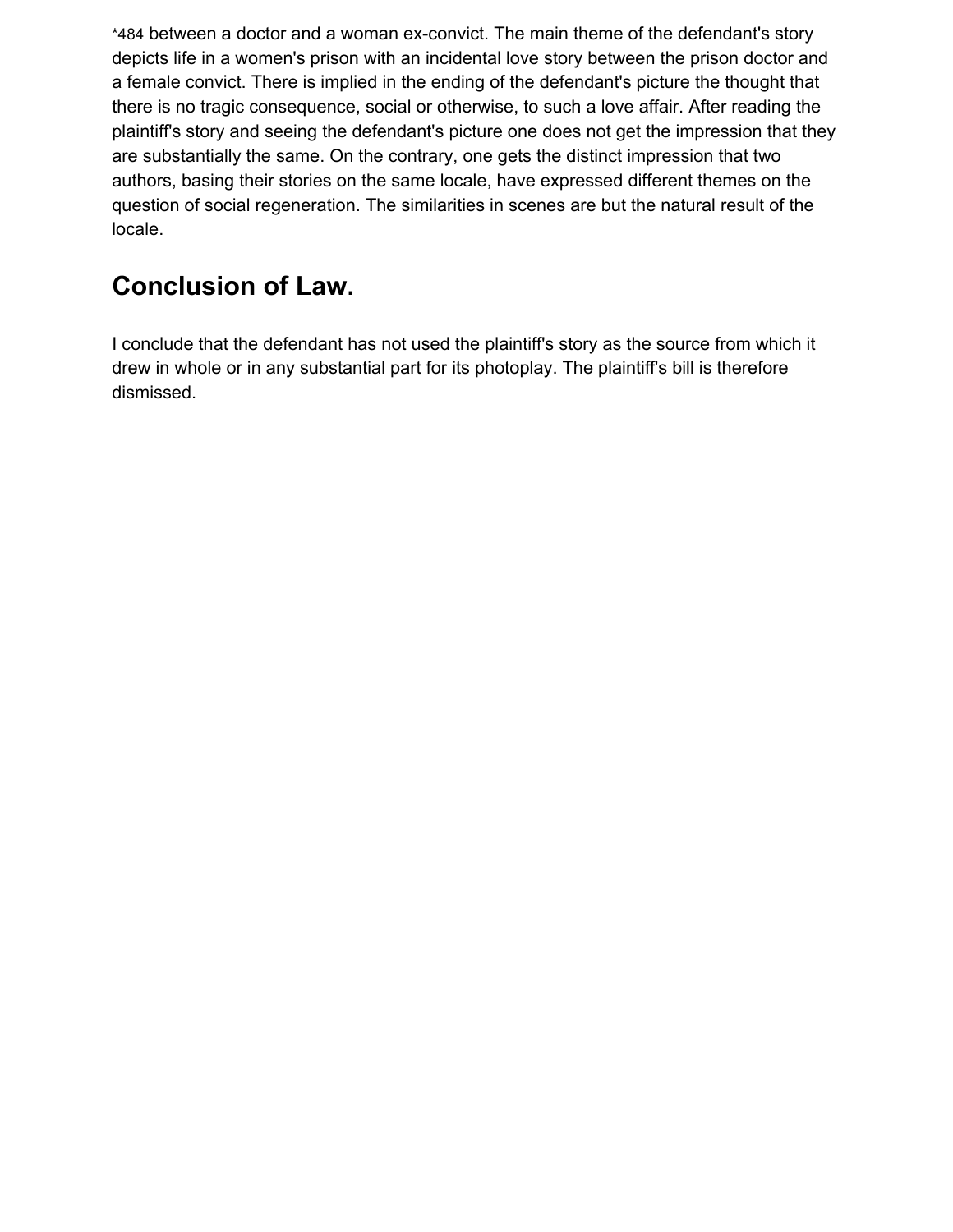*484 between a doctor and a woman ex-convict. The main theme of the defendant's story depicts life in a women's prison with an incidental love story between the prison doctor and a female convict. There is implied in the ending of the defendant's picture the thought that there is no tragic consequence, social or otherwise, to such a love affair. After reading the plaintiff's story and seeing the defendant's picture one does not get the impression that they are substantially the same. On the contrary, one gets the distinct impression that two authors, basing their stories on the same locale, have expressed different themes on the question of social regeneration. The similarities in scenes are but the natural result of the locale.

## Conclusion of Law.

I conclude that the defendant has not used the plaintiff's story as the source from which it drew in whole or in any substantial part for its photoplay. The plaintiff's bill is therefore dismissed.